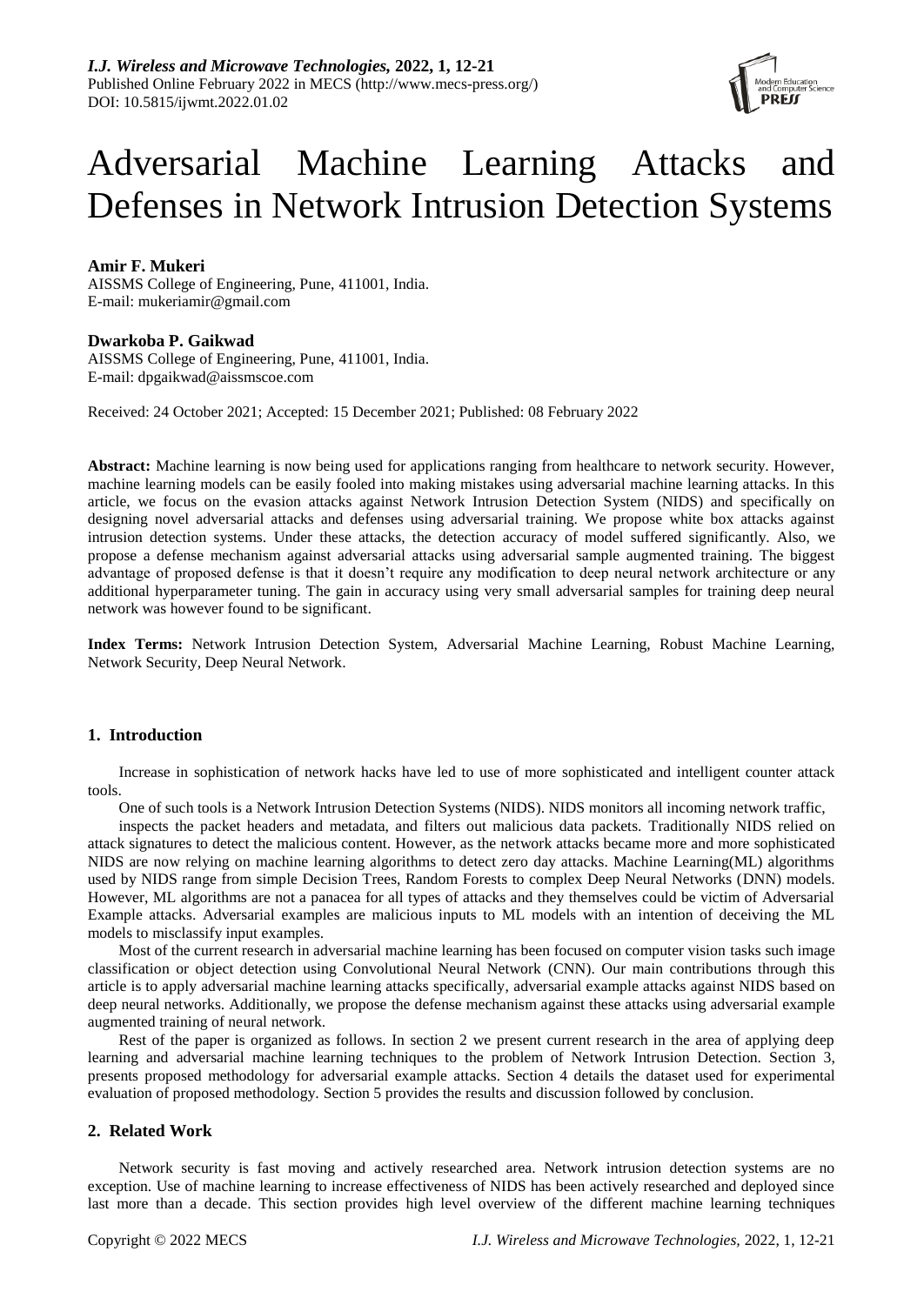# Adversarial Machine Learning Attacks and Defenses in Network Intrusion Detection Systems

**Amir F. Mukeri**
AISSMS College of Engineering, Pune, 411001, India.
E-mail: mukeriamir@gmail.com

**Dwarkoba P. Gaikwad**
AISSMS College of Engineering, Pune, 411001, India.
E-mail: dpgaikwad@aissmscoe.com

Received: 24 October 2021; Accepted: 15 December 2021; Published: 08 February 2022

**Abstract:** Machine learning is now being used for applications ranging from healthcare to network security. However, machine learning models can be easily fooled into making mistakes using adversarial machine learning attacks. In this article, we focus on the evasion attacks against Network Intrusion Detection System (NIDS) and specifically on designing novel adversarial attacks and defenses using adversarial training. We propose white box attacks against intrusion detection systems. Under these attacks, the detection accuracy of model suffered significantly. Also, we propose a defense mechanism against adversarial attacks using adversarial sample augmented training. The biggest advantage of proposed defense is that it doesn't require any modification to deep neural network architecture or any additional hyperparameter tuning. The gain in accuracy using very small adversarial samples for training deep neural network was however found to be significant.

**Index Terms:** Network Intrusion Detection System, Adversarial Machine Learning, Robust Machine Learning, Network Security, Deep Neural Network.

## 1. Introduction

Increase in sophistication of network hacks have led to use of more sophisticated and intelligent counter attack tools.

One of such tools is a Network Intrusion Detection Systems (NIDS). NIDS monitors all incoming network traffic,

inspects the packet headers and metadata, and filters out malicious data packets. Traditionally NIDS relied on attack signatures to detect the malicious content. However, as the network attacks became more and more sophisticated NIDS are now relying on machine learning algorithms to detect zero day attacks. Machine Learning(ML) algorithms used by NIDS range from simple Decision Trees, Random Forests to complex Deep Neural Networks (DNN) models. However, ML algorithms are not a panacea for all types of attacks and they themselves could be victim of Adversarial Example attacks. Adversarial examples are malicious inputs to ML models with an intention of deceiving the ML models to misclassify input examples.

Most of the current research in adversarial machine learning has been focused on computer vision tasks such image classification or object detection using Convolutional Neural Network (CNN). Our main contributions through this article is to apply adversarial machine learning attacks specifically, adversarial example attacks against NIDS based on deep neural networks. Additionally, we propose the defense mechanism against these attacks using adversarial example augmented training of neural network.

Rest of the paper is organized as follows. In section 2 we present current research in the area of applying deep learning and adversarial machine learning techniques to the problem of Network Intrusion Detection. Section 3, presents proposed methodology for adversarial example attacks. Section 4 details the dataset used for experimental evaluation of proposed methodology. Section 5 provides the results and discussion followed by conclusion.

## 2. Related Work

Network security is fast moving and actively researched area. Network intrusion detection systems are no exception. Use of machine learning to increase effectiveness of NIDS has been actively researched and deployed since last more than a decade. This section provides high level overview of the different machine learning techniques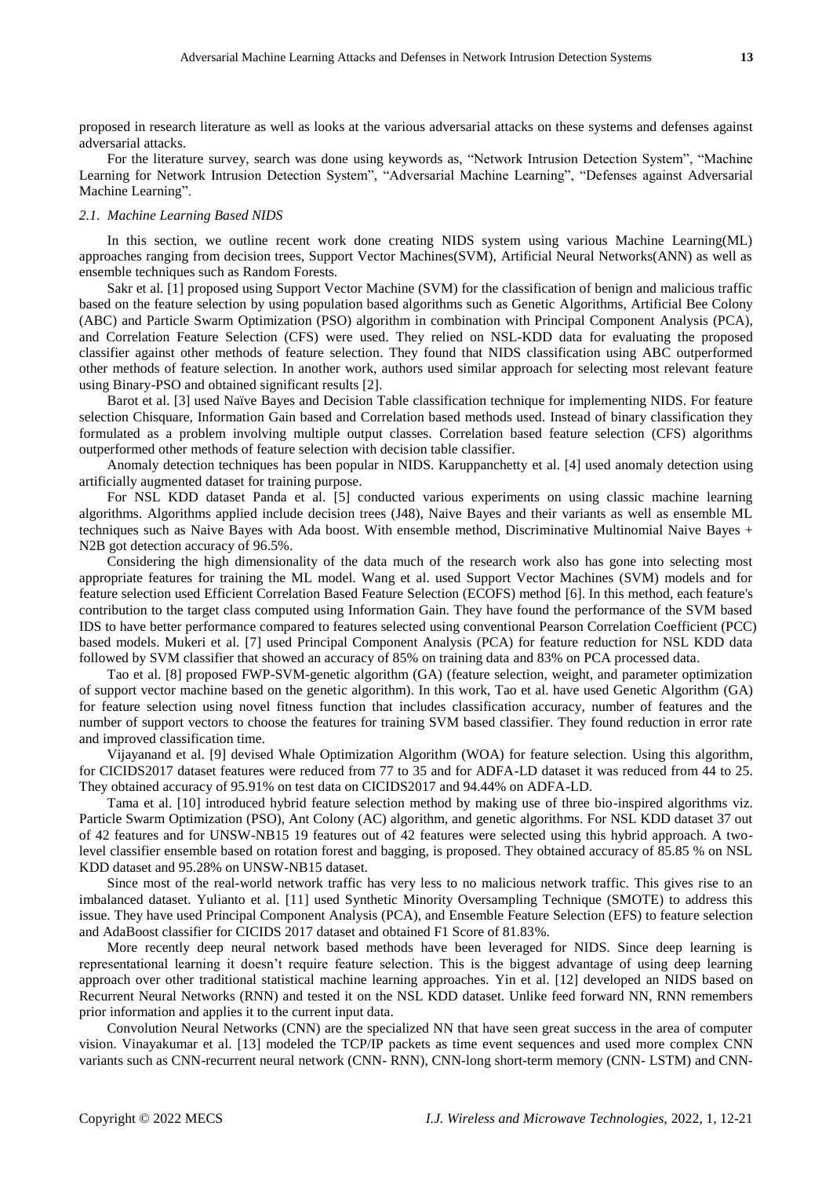proposed in research literature as well as looks at the various adversarial attacks on these systems and defenses against adversarial attacks.

For the literature survey, search was done using keywords as, "Network Intrusion Detection System", "Machine Learning for Network Intrusion Detection System", "Adversarial Machine Learning", "Defenses against Adversarial Machine Learning".

### *2.1. Machine Learning Based NIDS*

In this section, we outline recent work done creating NIDS system using various Machine Learning(ML) approaches ranging from decision trees, Support Vector Machines(SVM), Artificial Neural Networks(ANN) as well as ensemble techniques such as Random Forests.

Sakr et al. [1] proposed using Support Vector Machine (SVM) for the classification of benign and malicious traffic based on the feature selection by using population based algorithms such as Genetic Algorithms, Artificial Bee Colony (ABC) and Particle Swarm Optimization (PSO) algorithm in combination with Principal Component Analysis (PCA), and Correlation Feature Selection (CFS) were used. They relied on NSL-KDD data for evaluating the proposed classifier against other methods of feature selection. They found that NIDS classification using ABC outperformed other methods of feature selection. In another work, authors used similar approach for selecting most relevant feature using Binary-PSO and obtained significant results [2].

Barot et al. [3] used Naïve Bayes and Decision Table classification technique for implementing NIDS. For feature selection Chisquare, Information Gain based and Correlation based methods used. Instead of binary classification they formulated as a problem involving multiple output classes. Correlation based feature selection (CFS) algorithms outperformed other methods of feature selection with decision table classifier.

Anomaly detection techniques has been popular in NIDS. Karuppanchetty et al. [4] used anomaly detection using artificially augmented dataset for training purpose.

For NSL KDD dataset Panda et al. [5] conducted various experiments on using classic machine learning algorithms. Algorithms applied include decision trees (J48), Naive Bayes and their variants as well as ensemble ML techniques such as Naive Bayes with Ada boost. With ensemble method, Discriminative Multinomial Naive Bayes + N2B got detection accuracy of 96.5%.

Considering the high dimensionality of the data much of the research work also has gone into selecting most appropriate features for training the ML model. Wang et al. used Support Vector Machines (SVM) models and for feature selection used Efficient Correlation Based Feature Selection (ECOFS) method [6]. In this method, each feature's contribution to the target class computed using Information Gain. They have found the performance of the SVM based IDS to have better performance compared to features selected using conventional Pearson Correlation Coefficient (PCC) based models. Mukeri et al. [7] used Principal Component Analysis (PCA) for feature reduction for NSL KDD data followed by SVM classifier that showed an accuracy of 85% on training data and 83% on PCA processed data.

Tao et al. [8] proposed FWP-SVM-genetic algorithm (GA) (feature selection, weight, and parameter optimization of support vector machine based on the genetic algorithm). In this work, Tao et al. have used Genetic Algorithm (GA) for feature selection using novel fitness function that includes classification accuracy, number of features and the number of support vectors to choose the features for training SVM based classifier. They found reduction in error rate and improved classification time.

Vijayanand et al. [9] devised Whale Optimization Algorithm (WOA) for feature selection. Using this algorithm, for CICIDS2017 dataset features were reduced from 77 to 35 and for ADFA-LD dataset it was reduced from 44 to 25. They obtained accuracy of 95.91% on test data on CICIDS2017 and 94.44% on ADFA-LD.

Tama et al. [10] introduced hybrid feature selection method by making use of three bio-inspired algorithms viz. Particle Swarm Optimization (PSO), Ant Colony (AC) algorithm, and genetic algorithms. For NSL KDD dataset 37 out of 42 features and for UNSW-NB15 19 features out of 42 features were selected using this hybrid approach. A two-level classifier ensemble based on rotation forest and bagging, is proposed. They obtained accuracy of 85.85 % on NSL KDD dataset and 95.28% on UNSW-NB15 dataset.

Since most of the real-world network traffic has very less to no malicious network traffic. This gives rise to an imbalanced dataset. Yulianto et al. [11] used Synthetic Minority Oversampling Technique (SMOTE) to address this issue. They have used Principal Component Analysis (PCA), and Ensemble Feature Selection (EFS) to feature selection and AdaBoost classifier for CICIDS 2017 dataset and obtained F1 Score of 81.83%.

More recently deep neural network based methods have been leveraged for NIDS. Since deep learning is representational learning it doesn't require feature selection. This is the biggest advantage of using deep learning approach over other traditional statistical machine learning approaches. Yin et al. [12] developed an NIDS based on Recurrent Neural Networks (RNN) and tested it on the NSL KDD dataset. Unlike feed forward NN, RNN remembers prior information and applies it to the current input data.

Convolution Neural Networks (CNN) are the specialized NN that have seen great success in the area of computer vision. Vinayakumar et al. [13] modeled the TCP/IP packets as time event sequences and used more complex CNN variants such as CNN-recurrent neural network (CNN- RNN), CNN-long short-term memory (CNN- LSTM) and CNN-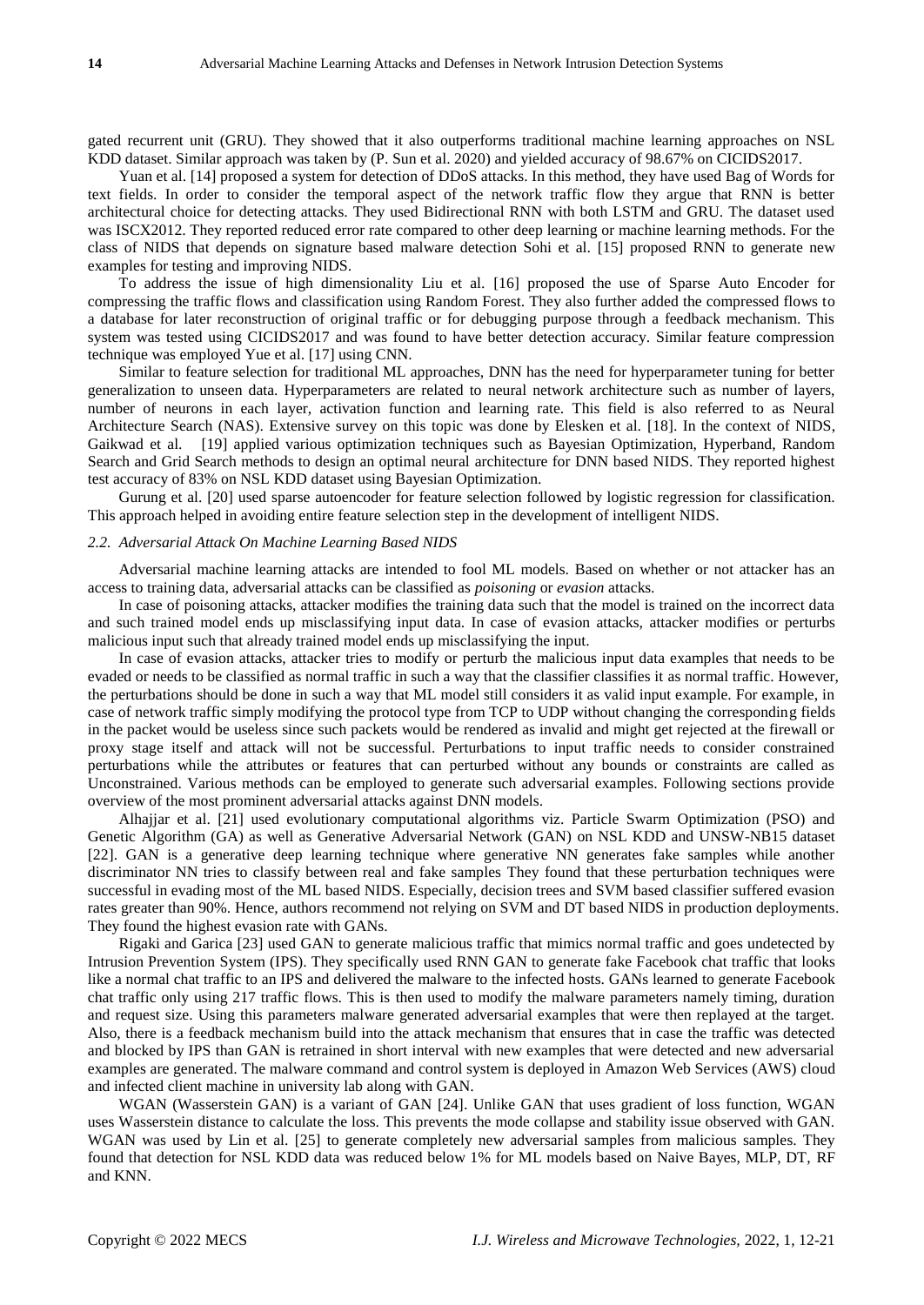gated recurrent unit (GRU). They showed that it also outperforms traditional machine learning approaches on NSL KDD dataset. Similar approach was taken by (P. Sun et al. 2020) and yielded accuracy of 98.67% on CICIDS2017.

Yuan et al. [14] proposed a system for detection of DDoS attacks. In this method, they have used Bag of Words for text fields. In order to consider the temporal aspect of the network traffic flow they argue that RNN is better architectural choice for detecting attacks. They used Bidirectional RNN with both LSTM and GRU. The dataset used was ISCX2012. They reported reduced error rate compared to other deep learning or machine learning methods. For the class of NIDS that depends on signature based malware detection Sohi et al. [15] proposed RNN to generate new examples for testing and improving NIDS.

To address the issue of high dimensionality Liu et al. [16] proposed the use of Sparse Auto Encoder for compressing the traffic flows and classification using Random Forest. They also further added the compressed flows to a database for later reconstruction of original traffic or for debugging purpose through a feedback mechanism. This system was tested using CICIDS2017 and was found to have better detection accuracy. Similar feature compression technique was employed Yue et al. [17] using CNN.

Similar to feature selection for traditional ML approaches, DNN has the need for hyperparameter tuning for better generalization to unseen data. Hyperparameters are related to neural network architecture such as number of layers, number of neurons in each layer, activation function and learning rate. This field is also referred to as Neural Architecture Search (NAS). Extensive survey on this topic was done by Elesken et al. [18]. In the context of NIDS, Gaikwad et al. [19] applied various optimization techniques such as Bayesian Optimization, Hyperband, Random Search and Grid Search methods to design an optimal neural architecture for DNN based NIDS. They reported highest test accuracy of 83% on NSL KDD dataset using Bayesian Optimization.

Gurung et al. [20] used sparse autoencoder for feature selection followed by logistic regression for classification. This approach helped in avoiding entire feature selection step in the development of intelligent NIDS.

### *2.2. Adversarial Attack On Machine Learning Based NIDS*

Adversarial machine learning attacks are intended to fool ML models. Based on whether or not attacker has an access to training data, adversarial attacks can be classified as *poisoning* or *evasion* attacks.

In case of poisoning attacks, attacker modifies the training data such that the model is trained on the incorrect data and such trained model ends up misclassifying input data. In case of evasion attacks, attacker modifies or perturbs malicious input such that already trained model ends up misclassifying the input.

In case of evasion attacks, attacker tries to modify or perturb the malicious input data examples that needs to be evaded or needs to be classified as normal traffic in such a way that the classifier classifies it as normal traffic. However, the perturbations should be done in such a way that ML model still considers it as valid input example. For example, in case of network traffic simply modifying the protocol type from TCP to UDP without changing the corresponding fields in the packet would be useless since such packets would be rendered as invalid and might get rejected at the firewall or proxy stage itself and attack will not be successful. Perturbations to input traffic needs to consider constrained perturbations while the attributes or features that can perturbed without any bounds or constraints are called as Unconstrained. Various methods can be employed to generate such adversarial examples. Following sections provide overview of the most prominent adversarial attacks against DNN models.

Alhajjar et al. [21] used evolutionary computational algorithms viz. Particle Swarm Optimization (PSO) and Genetic Algorithm (GA) as well as Generative Adversarial Network (GAN) on NSL KDD and UNSW-NB15 dataset [22]. GAN is a generative deep learning technique where generative NN generates fake samples while another discriminator NN tries to classify between real and fake samples They found that these perturbation techniques were successful in evading most of the ML based NIDS. Especially, decision trees and SVM based classifier suffered evasion rates greater than 90%. Hence, authors recommend not relying on SVM and DT based NIDS in production deployments. They found the highest evasion rate with GANs.

Rigaki and Garica [23] used GAN to generate malicious traffic that mimics normal traffic and goes undetected by Intrusion Prevention System (IPS). They specifically used RNN GAN to generate fake Facebook chat traffic that looks like a normal chat traffic to an IPS and delivered the malware to the infected hosts. GANs learned to generate Facebook chat traffic only using 217 traffic flows. This is then used to modify the malware parameters namely timing, duration and request size. Using this parameters malware generated adversarial examples that were then replayed at the target. Also, there is a feedback mechanism build into the attack mechanism that ensures that in case the traffic was detected and blocked by IPS than GAN is retrained in short interval with new examples that were detected and new adversarial examples are generated. The malware command and control system is deployed in Amazon Web Services (AWS) cloud and infected client machine in university lab along with GAN.

WGAN (Wasserstein GAN) is a variant of GAN [24]. Unlike GAN that uses gradient of loss function, WGAN uses Wasserstein distance to calculate the loss. This prevents the mode collapse and stability issue observed with GAN. WGAN was used by Lin et al. [25] to generate completely new adversarial samples from malicious samples. They found that detection for NSL KDD data was reduced below 1% for ML models based on Naive Bayes, MLP, DT, RF and KNN.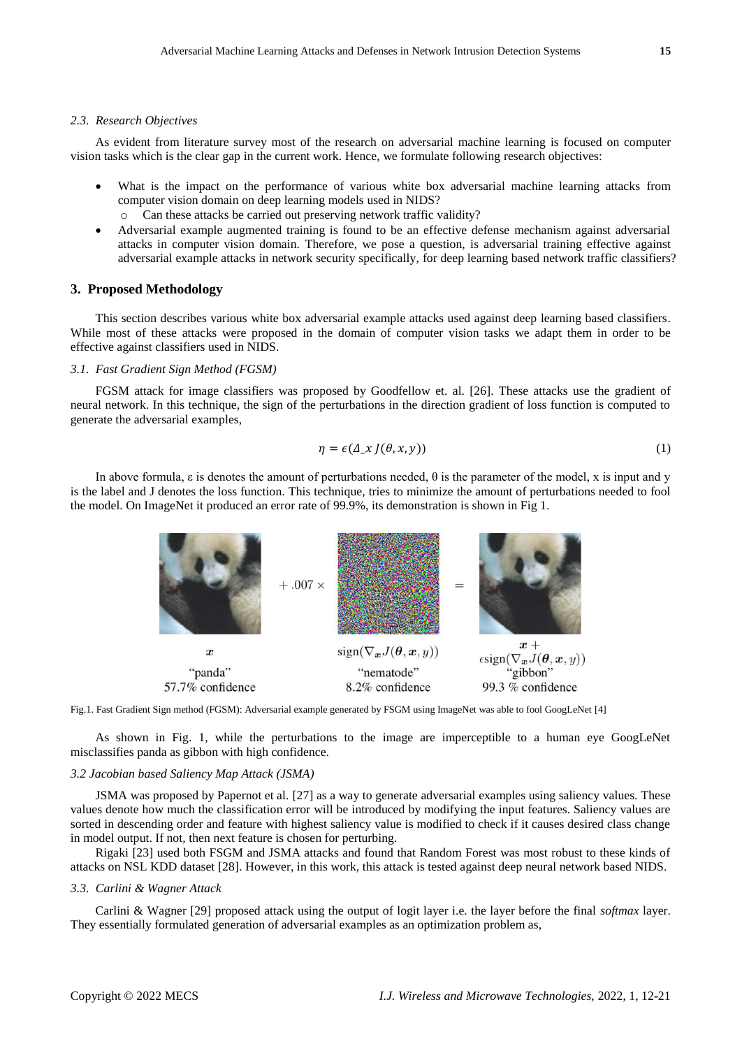#### 2.3. Research Objectives

As evident from literature survey most of the research on adversarial machine learning is focused on computer vision tasks which is the clear gap in the current work. Hence, we formulate following research objectives:

- What is the impact on the performance of various white box adversarial machine learning attacks from computer vision domain on deep learning models used in NIDS?
  - Can these attacks be carried out preserving network traffic validity?
- Adversarial example augmented training is found to be an effective defense mechanism against adversarial attacks in computer vision domain. Therefore, we pose a question, is adversarial training effective against adversarial example attacks in network security specifically, for deep learning based network traffic classifiers?

## 3. Proposed Methodology

This section describes various white box adversarial example attacks used against deep learning based classifiers. While most of these attacks were proposed in the domain of computer vision tasks we adapt them in order to be effective against classifiers used in NIDS.

#### 3.1. Fast Gradient Sign Method (FGSM)

FGSM attack for image classifiers was proposed by Goodfellow et. al. [26]. These attacks use the gradient of neural network. In this technique, the sign of the perturbations in the direction gradient of loss function is computed to generate the adversarial examples,

$$\eta = \epsilon(\Delta\_x\, J(\theta, x, y)) \tag{1}$$

In above formula, ε is denotes the amount of perturbations needed, θ is the parameter of the model, x is input and y is the label and J denotes the loss function. This technique, tries to minimize the amount of perturbations needed to fool the model. On ImageNet it produced an error rate of 99.9%, its demonstration is shown in Fig 1.

| $x$ | $+ .007 \times$ $\text{sign}(\nabla_{x} J(\theta, x, y))$ | $= x + \epsilon\text{sign}(\nabla_{x} J(\theta, x, y))$ |
| --- | --- | --- |
| "panda" 57.7% confidence | "nematode" 8.2% confidence | "gibbon" 99.3 % confidence |

Fig.1. Fast Gradient Sign method (FGSM): Adversarial example generated by FSGM using ImageNet was able to fool GoogLeNet [4]

As shown in Fig. 1, while the perturbations to the image are imperceptible to a human eye GoogLeNet misclassifies panda as gibbon with high confidence.

#### 3.2 Jacobian based Saliency Map Attack (JSMA)

JSMA was proposed by Papernot et al. [27] as a way to generate adversarial examples using saliency values. These values denote how much the classification error will be introduced by modifying the input features. Saliency values are sorted in descending order and feature with highest saliency value is modified to check if it causes desired class change in model output. If not, then next feature is chosen for perturbing.

Rigaki [23] used both FSGM and JSMA attacks and found that Random Forest was most robust to these kinds of attacks on NSL KDD dataset [28]. However, in this work, this attack is tested against deep neural network based NIDS.

#### 3.3. Carlini & Wagner Attack

Carlini & Wagner [29] proposed attack using the output of logit layer i.e. the layer before the final *softmax* layer. They essentially formulated generation of adversarial examples as an optimization problem as,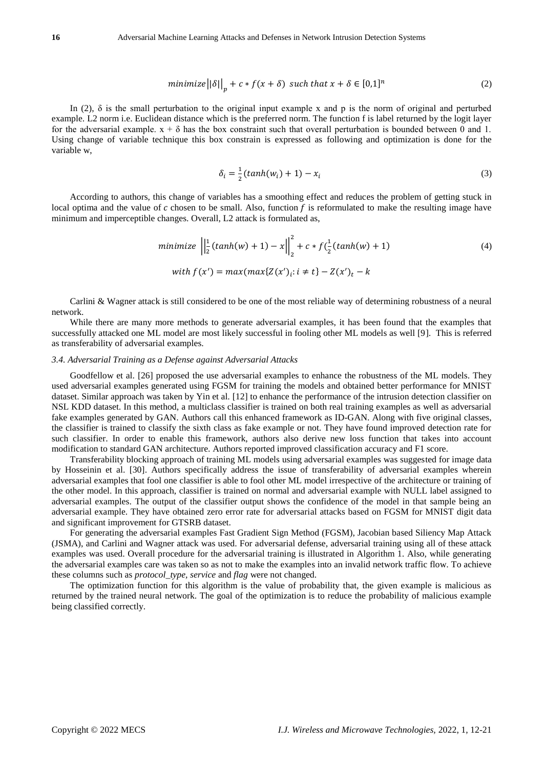$$minimize \left\|\delta\right\|_p + c * f(x + \delta) \ such\ that\ x + \delta \in [0,1]^n \tag{2}$$

In (2), δ is the small perturbation to the original input example x and p is the norm of original and perturbed example. L2 norm i.e. Euclidean distance which is the preferred norm. The function f is label returned by the logit layer for the adversarial example. $x + \delta$ has the box constraint such that overall perturbation is bounded between 0 and 1. Using change of variable technique this box constrain is expressed as following and optimization is done for the variable w,

$$\delta_i = \frac{1}{2}(tanh(w_i) + 1) - x_i \tag{3}$$

According to authors, this change of variables has a smoothing effect and reduces the problem of getting stuck in local optima and the value of $c$ chosen to be small. Also, function $f$ is reformulated to make the resulting image have minimum and imperceptible changes. Overall, L2 attack is formulated as,

$$minimize \ \left\|\frac{1}{2}(tanh(w) + 1) - x\right\|_2^2 + c * f(\frac{1}{2}(tanh(w) + 1) \tag{4}$$

$$with\ f(x') = max(max\{Z(x')_i : i \neq t\} - Z(x')_t - k$$

Carlini & Wagner attack is still considered to be one of the most reliable way of determining robustness of a neural network.

While there are many more methods to generate adversarial examples, it has been found that the examples that successfully attacked one ML model are most likely successful in fooling other ML models as well [9]. This is referred as transferability of adversarial examples.

### *3.4. Adversarial Training as a Defense against Adversarial Attacks*

Goodfellow et al. [26] proposed the use adversarial examples to enhance the robustness of the ML models. They used adversarial examples generated using FGSM for training the models and obtained better performance for MNIST dataset. Similar approach was taken by Yin et al. [12] to enhance the performance of the intrusion detection classifier on NSL KDD dataset. In this method, a multiclass classifier is trained on both real training examples as well as adversarial fake examples generated by GAN. Authors call this enhanced framework as ID-GAN. Along with five original classes, the classifier is trained to classify the sixth class as fake example or not. They have found improved detection rate for such classifier. In order to enable this framework, authors also derive new loss function that takes into account modification to standard GAN architecture. Authors reported improved classification accuracy and F1 score.

Transferability blocking approach of training ML models using adversarial examples was suggested for image data by Hosseinin et al. [30]. Authors specifically address the issue of transferability of adversarial examples wherein adversarial examples that fool one classifier is able to fool other ML model irrespective of the architecture or training of the other model. In this approach, classifier is trained on normal and adversarial example with NULL label assigned to adversarial examples. The output of the classifier output shows the confidence of the model in that sample being an adversarial example. They have obtained zero error rate for adversarial attacks based on FGSM for MNIST digit data and significant improvement for GTSRB dataset.

For generating the adversarial examples Fast Gradient Sign Method (FGSM), Jacobian based Siliency Map Attack (JSMA), and Carlini and Wagner attack was used. For adversarial defense, adversarial training using all of these attack examples was used. Overall procedure for the adversarial training is illustrated in Algorithm 1. Also, while generating the adversarial examples care was taken so as not to make the examples into an invalid network traffic flow. To achieve these columns such as *protocol_type*, *service* and *flag* were not changed.

The optimization function for this algorithm is the value of probability that, the given example is malicious as returned by the trained neural network. The goal of the optimization is to reduce the probability of malicious example being classified correctly.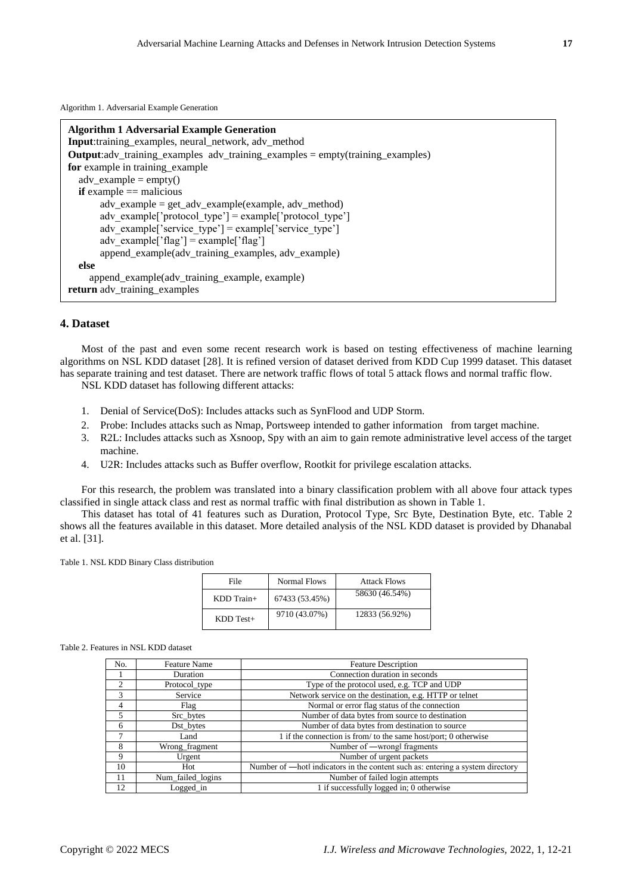Algorithm 1. Adversarial Example Generation

```
Algorithm 1 Adversarial Example Generation
Input:training_examples, neural_network, adv_method
Output:adv_training_examples  adv_training_examples = empty(training_examples)
for example in training_example
   adv_example = empty()
   if example == malicious
        adv_example = get_adv_example(example, adv_method)
        adv_example['protocol_type'] = example['protocol_type']
        adv_example['service_type'] = example['service_type']
        adv_example['flag'] = example['flag']
        append_example(adv_training_examples, adv_example)
   else
      append_example(adv_training_example, example)
return adv_training_examples
```

## 4. Dataset

Most of the past and even some recent research work is based on testing effectiveness of machine learning algorithms on NSL KDD dataset [28]. It is refined version of dataset derived from KDD Cup 1999 dataset. This dataset has separate training and test dataset. There are network traffic flows of total 5 attack flows and normal traffic flow.

NSL KDD dataset has following different attacks:

1. Denial of Service(DoS): Includes attacks such as SynFlood and UDP Storm.
2. Probe: Includes attacks such as Nmap, Portsweep intended to gather information from target machine.
3. R2L: Includes attacks such as Xsnoop, Spy with an aim to gain remote administrative level access of the target machine.
4. U2R: Includes attacks such as Buffer overflow, Rootkit for privilege escalation attacks.

For this research, the problem was translated into a binary classification problem with all above four attack types classified in single attack class and rest as normal traffic with final distribution as shown in Table 1.

This dataset has total of 41 features such as Duration, Protocol Type, Src Byte, Destination Byte, etc. Table 2 shows all the features available in this dataset. More detailed analysis of the NSL KDD dataset is provided by Dhanabal et al. [31].

Table 1. NSL KDD Binary Class distribution

| File | Normal Flows | Attack Flows |
|---|---|---|
| KDD Train+ | 67433 (53.45%) | 58630 (46.54%) |
| KDD Test+ | 9710 (43.07%) | 12833 (56.92%) |

Table 2. Features in NSL KDD dataset

| No. | Feature Name | Feature Description |
|---|---|---|
| 1 | Duration | Connection duration in seconds |
| 2 | Protocol_type | Type of the protocol used, e.g. TCP and UDP |
| 3 | Service | Network service on the destination, e.g. HTTP or telnet |
| 4 | Flag | Normal or error flag status of the connection |
| 5 | Src_bytes | Number of data bytes from source to destination |
| 6 | Dst_bytes | Number of data bytes from destination to source |
| 7 | Land | 1 if the connection is from/ to the same host/port; 0 otherwise |
| 8 | Wrong_fragment | Number of ―wrong‖ fragments |
| 9 | Urgent | Number of urgent packets |
| 10 | Hot | Number of ―hot‖ indicators in the content such as: entering a system directory |
| 11 | Num_failed_logins | Number of failed login attempts |
| 12 | Logged_in | 1 if successfully logged in; 0 otherwise |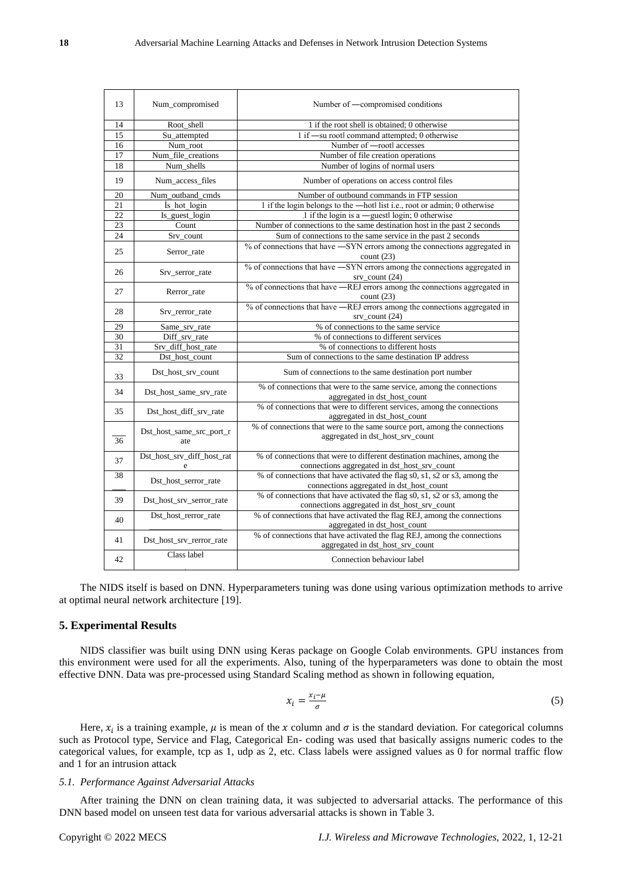| 13 | Num_compromised | Number of ―compromised conditions |
|---|---|---|
| 14 | Root_shell | 1 if the root shell is obtained; 0 otherwise |
| 15 | Su_attempted | 1 if ―su root‖ command attempted; 0 otherwise |
| 16 | Num_root | Number of ―root‖ accesses |
| 17 | Num_file_creations | Number of file creation operations |
| 18 | Num_shells | Number of logins of normal users |
| 19 | Num_access_files | Number of operations on access control files |
| 20 | Num_outband_cmds | Number of outbound commands in FTP session |
| 21 | Is_hot_login | 1 if the login belongs to the ―hot‖ list i.e., root or admin; 0 otherwise |
| 22 | Is_guest_login | 1 if the login is a ―guest‖ login; 0 otherwise |
| 23 | Count | Number of connections to the same destination host in the past 2 seconds |
| 24 | Srv_count | Sum of connections to the same service in the past 2 seconds |
| 25 | Serror_rate | % of connections that have ―SYN errors among the connections aggregated in count (23) |
| 26 | Srv_serror_rate | % of connections that have ―SYN errors among the connections aggregated in srv_count (24) |
| 27 | Rerror_rate | % of connections that have ―REJ errors among the connections aggregated in count (23) |
| 28 | Srv_rerror_rate | % of connections that have ―REJ errors among the connections aggregated in srv_count (24) |
| 29 | Same_srv_rate | % of connections to the same service |
| 30 | Diff_srv_rate | % of connections to different services |
| 31 | Srv_diff_host_rate | % of connections to different hosts |
| 32 | Dst_host_count | Sum of connections to the same destination IP address |
| 33 | Dst_host_srv_count | Sum of connections to the same destination port number |
| 34 | Dst_host_same_srv_rate | % of connections that were to the same service, among the connections aggregated in dst_host_count |
| 35 | Dst_host_diff_srv_rate | % of connections that were to different services, among the connections aggregated in dst_host_count |
| 36 | Dst_host_same_src_port_rate | % of connections that were to the same source port, among the connections aggregated in dst_host_srv_count |
| 37 | Dst_host_srv_diff_host_rate | % of connections that were to different destination machines, among the connections aggregated in dst_host_srv_count |
| 38 | Dst_host_serror_rate | % of connections that have activated the flag s0, s1, s2 or s3, among the connections aggregated in dst_host_count |
| 39 | Dst_host_srv_serror_rate | % of connections that have activated the flag s0, s1, s2 or s3, among the connections aggregated in dst_host_srv_count |
| 40 | Dst_host_rerror_rate | % of connections that have activated the flag REJ, among the connections aggregated in dst_host_count |
| 41 | Dst_host_srv_rerror_rate | % of connections that have activated the flag REJ, among the connections aggregated in dst_host_srv_count |
| 42 | Class label | Connection behaviour label |

The NIDS itself is based on DNN. Hyperparameters tuning was done using various optimization methods to arrive at optimal neural network architecture [19].

## 5. Experimental Results

NIDS classifier was built using DNN using Keras package on Google Colab environments. GPU instances from this environment were used for all the experiments. Also, tuning of the hyperparameters was done to obtain the most effective DNN. Data was pre-processed using Standard Scaling method as shown in following equation,

$$x_i = \frac{x_i - \mu}{\sigma} \tag{5}$$

Here, $x_i$ is a training example, $\mu$ is mean of the $x$ column and $\sigma$ is the standard deviation. For categorical columns such as Protocol type, Service and Flag, Categorical En- coding was used that basically assigns numeric codes to the categorical values, for example, tcp as 1, udp as 2, etc. Class labels were assigned values as 0 for normal traffic flow and 1 for an intrusion attack

### *5.1. Performance Against Adversarial Attacks*

After training the DNN on clean training data, it was subjected to adversarial attacks. The performance of this DNN based model on unseen test data for various adversarial attacks is shown in Table 3.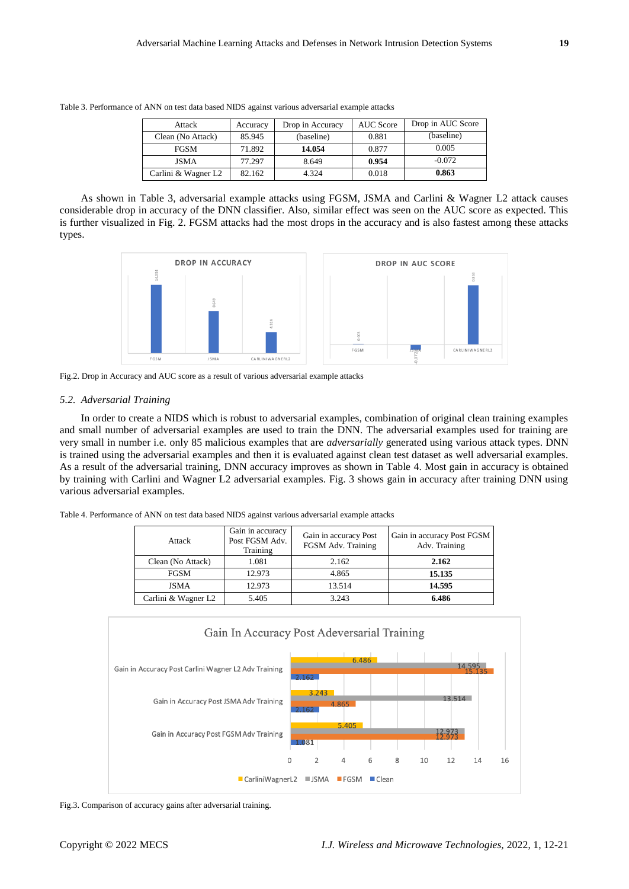Table 3. Performance of ANN on test data based NIDS against various adversarial example attacks

| Attack | Accuracy | Drop in Accuracy | AUC Score | Drop in AUC Score |
|---|---|---|---|---|
| Clean (No Attack) | 85.945 | (baseline) | 0.881 | (baseline) |
| FGSM | 71.892 | **14.054** | 0.877 | 0.005 |
| JSMA | 77.297 | 8.649 | **0.954** | -0.072 |
| Carlini & Wagner L2 | 82.162 | 4.324 | 0.018 | **0.863** |

As shown in Table 3, adversarial example attacks using FGSM, JSMA and Carlini & Wagner L2 attack causes considerable drop in accuracy of the DNN classifier. Also, similar effect was seen on the AUC score as expected. This is further visualized in Fig. 2. FGSM attacks had the most drops in the accuracy and is also fastest among these attacks types.

Fig.2. Drop in Accuracy and AUC score as a result of various adversarial example attacks

### 5.2. *Adversarial Training*

In order to create a NIDS which is robust to adversarial examples, combination of original clean training examples and small number of adversarial examples are used to train the DNN. The adversarial examples used for training are very small in number i.e. only 85 malicious examples that are *adversarially* generated using various attack types. DNN is trained using the adversarial examples and then it is evaluated against clean test dataset as well adversarial examples. As a result of the adversarial training, DNN accuracy improves as shown in Table 4. Most gain in accuracy is obtained by training with Carlini and Wagner L2 adversarial examples. Fig. 3 shows gain in accuracy after training DNN using various adversarial examples.

Table 4. Performance of ANN on test data based NIDS against various adversarial example attacks

| Attack | Gain in accuracy Post FGSM Adv. Training | Gain in accuracy Post FGSM Adv. Training | Gain in accuracy Post FGSM Adv. Training |
|---|---|---|---|
| Clean (No Attack) | 1.081 | 2.162 | **2.162** |
| FGSM | 12.973 | 4.865 | **15.135** |
| JSMA | 12.973 | 13.514 | **14.595** |
| Carlini & Wagner L2 | 5.405 | 3.243 | **6.486** |

Fig.3. Comparison of accuracy gains after adversarial training.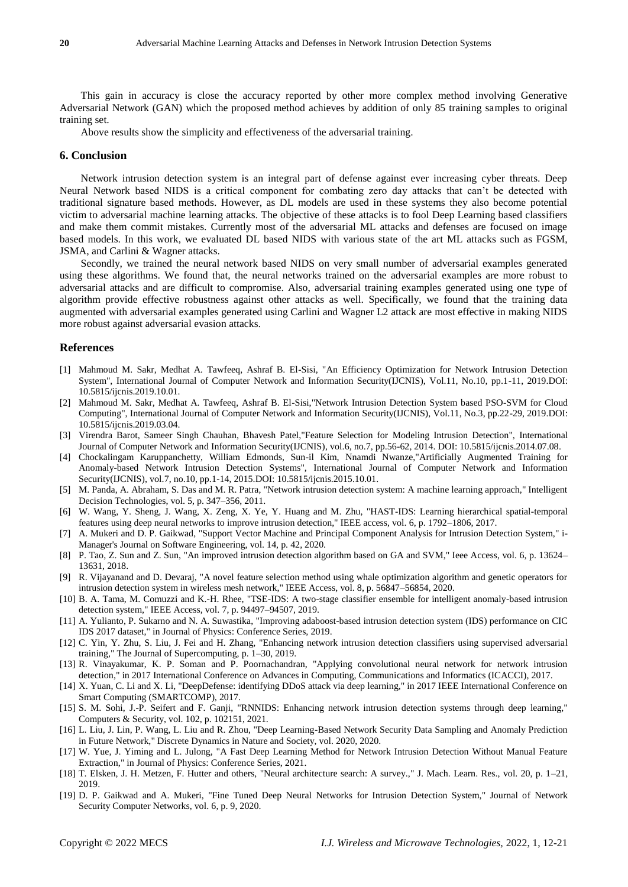This gain in accuracy is close the accuracy reported by other more complex method involving Generative Adversarial Network (GAN) which the proposed method achieves by addition of only 85 training samples to original training set.

Above results show the simplicity and effectiveness of the adversarial training.

## 6. Conclusion

Network intrusion detection system is an integral part of defense against ever increasing cyber threats. Deep Neural Network based NIDS is a critical component for combating zero day attacks that can't be detected with traditional signature based methods. However, as DL models are used in these systems they also become potential victim to adversarial machine learning attacks. The objective of these attacks is to fool Deep Learning based classifiers and make them commit mistakes. Currently most of the adversarial ML attacks and defenses are focused on image based models. In this work, we evaluated DL based NIDS with various state of the art ML attacks such as FGSM, JSMA, and Carlini & Wagner attacks.

Secondly, we trained the neural network based NIDS on very small number of adversarial examples generated using these algorithms. We found that, the neural networks trained on the adversarial examples are more robust to adversarial attacks and are difficult to compromise. Also, adversarial training examples generated using one type of algorithm provide effective robustness against other attacks as well. Specifically, we found that the training data augmented with adversarial examples generated using Carlini and Wagner L2 attack are most effective in making NIDS more robust against adversarial evasion attacks.

## References

[1] Mahmoud M. Sakr, Medhat A. Tawfeeq, Ashraf B. El-Sisi, "An Efficiency Optimization for Network Intrusion Detection System", International Journal of Computer Network and Information Security(IJCNIS), Vol.11, No.10, pp.1-11, 2019.DOI: 10.5815/ijcnis.2019.10.01.

[2] Mahmoud M. Sakr, Medhat A. Tawfeeq, Ashraf B. El-Sisi,"Network Intrusion Detection System based PSO-SVM for Cloud Computing", International Journal of Computer Network and Information Security(IJCNIS), Vol.11, No.3, pp.22-29, 2019.DOI: 10.5815/ijcnis.2019.03.04.

[3] Virendra Barot, Sameer Singh Chauhan, Bhavesh Patel,"Feature Selection for Modeling Intrusion Detection", International Journal of Computer Network and Information Security(IJCNIS), vol.6, no.7, pp.56-62, 2014. DOI: 10.5815/ijcnis.2014.07.08.

[4] Chockalingam Karuppanchetty, William Edmonds, Sun-il Kim, Nnamdi Nwanze,"Artificially Augmented Training for Anomaly-based Network Intrusion Detection Systems", International Journal of Computer Network and Information Security(IJCNIS), vol.7, no.10, pp.1-14, 2015.DOI: 10.5815/ijcnis.2015.10.01.

[5] M. Panda, A. Abraham, S. Das and M. R. Patra, "Network intrusion detection system: A machine learning approach," Intelligent Decision Technologies, vol. 5, p. 347–356, 2011.

[6] W. Wang, Y. Sheng, J. Wang, X. Zeng, X. Ye, Y. Huang and M. Zhu, "HAST-IDS: Learning hierarchical spatial-temporal features using deep neural networks to improve intrusion detection," IEEE access, vol. 6, p. 1792–1806, 2017.

[7] A. Mukeri and D. P. Gaikwad, "Support Vector Machine and Principal Component Analysis for Intrusion Detection System," i-Manager's Journal on Software Engineering, vol. 14, p. 42, 2020.

[8] P. Tao, Z. Sun and Z. Sun, "An improved intrusion detection algorithm based on GA and SVM," Ieee Access, vol. 6, p. 13624–13631, 2018.

[9] R. Vijayanand and D. Devaraj, "A novel feature selection method using whale optimization algorithm and genetic operators for intrusion detection system in wireless mesh network," IEEE Access, vol. 8, p. 56847–56854, 2020.

[10] B. A. Tama, M. Comuzzi and K.-H. Rhee, "TSE-IDS: A two-stage classifier ensemble for intelligent anomaly-based intrusion detection system," IEEE Access, vol. 7, p. 94497–94507, 2019.

[11] A. Yulianto, P. Sukarno and N. A. Suwastika, "Improving adaboost-based intrusion detection system (IDS) performance on CIC IDS 2017 dataset," in Journal of Physics: Conference Series, 2019.

[12] C. Yin, Y. Zhu, S. Liu, J. Fei and H. Zhang, "Enhancing network intrusion detection classifiers using supervised adversarial training," The Journal of Supercomputing, p. 1–30, 2019.

[13] R. Vinayakumar, K. P. Soman and P. Poornachandran, "Applying convolutional neural network for network intrusion detection," in 2017 International Conference on Advances in Computing, Communications and Informatics (ICACCI), 2017.

[14] X. Yuan, C. Li and X. Li, "DeepDefense: identifying DDoS attack via deep learning," in 2017 IEEE International Conference on Smart Computing (SMARTCOMP), 2017.

[15] S. M. Sohi, J.-P. Seifert and F. Ganji, "RNNIDS: Enhancing network intrusion detection systems through deep learning," Computers & Security, vol. 102, p. 102151, 2021.

[16] L. Liu, J. Lin, P. Wang, L. Liu and R. Zhou, "Deep Learning-Based Network Security Data Sampling and Anomaly Prediction in Future Network," Discrete Dynamics in Nature and Society, vol. 2020, 2020.

[17] W. Yue, J. Yiming and L. Julong, "A Fast Deep Learning Method for Network Intrusion Detection Without Manual Feature Extraction," in Journal of Physics: Conference Series, 2021.

[18] T. Elsken, J. H. Metzen, F. Hutter and others, "Neural architecture search: A survey.," J. Mach. Learn. Res., vol. 20, p. 1–21, 2019.

[19] D. P. Gaikwad and A. Mukeri, "Fine Tuned Deep Neural Networks for Intrusion Detection System," Journal of Network Security Computer Networks, vol. 6, p. 9, 2020.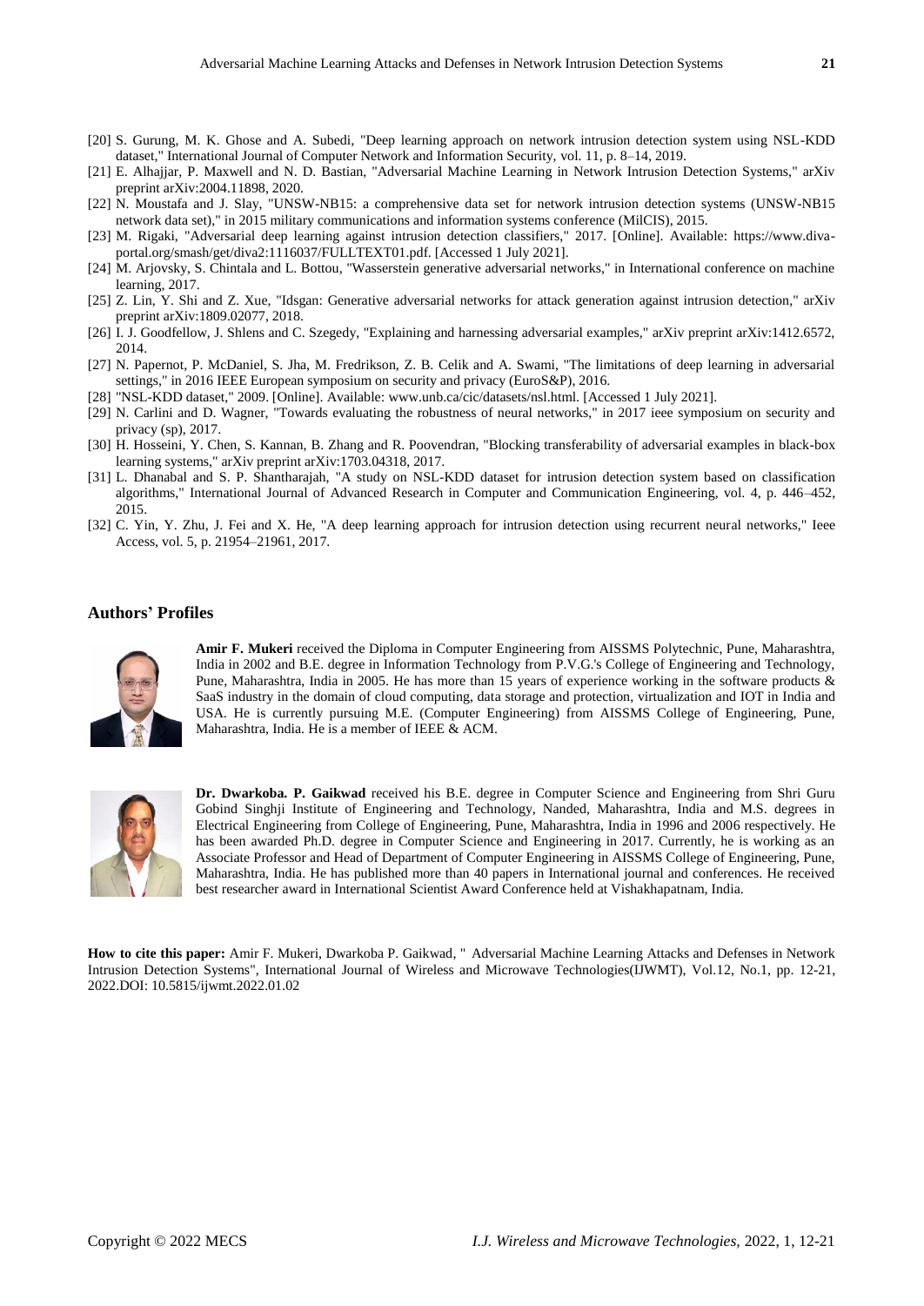[20] S. Gurung, M. K. Ghose and A. Subedi, "Deep learning approach on network intrusion detection system using NSL-KDD dataset," International Journal of Computer Network and Information Security, vol. 11, p. 8–14, 2019.

[21] E. Alhajjar, P. Maxwell and N. D. Bastian, "Adversarial Machine Learning in Network Intrusion Detection Systems," arXiv preprint arXiv:2004.11898, 2020.

[22] N. Moustafa and J. Slay, "UNSW-NB15: a comprehensive data set for network intrusion detection systems (UNSW-NB15 network data set)," in 2015 military communications and information systems conference (MilCIS), 2015.

[23] M. Rigaki, "Adversarial deep learning against intrusion detection classifiers," 2017. [Online]. Available: https://www.diva-portal.org/smash/get/diva2:1116037/FULLTEXT01.pdf. [Accessed 1 July 2021].

[24] M. Arjovsky, S. Chintala and L. Bottou, "Wasserstein generative adversarial networks," in International conference on machine learning, 2017.

[25] Z. Lin, Y. Shi and Z. Xue, "Idsgan: Generative adversarial networks for attack generation against intrusion detection," arXiv preprint arXiv:1809.02077, 2018.

[26] I. J. Goodfellow, J. Shlens and C. Szegedy, "Explaining and harnessing adversarial examples," arXiv preprint arXiv:1412.6572, 2014.

[27] N. Papernot, P. McDaniel, S. Jha, M. Fredrikson, Z. B. Celik and A. Swami, "The limitations of deep learning in adversarial settings," in 2016 IEEE European symposium on security and privacy (EuroS&P), 2016.

[28] "NSL-KDD dataset," 2009. [Online]. Available: www.unb.ca/cic/datasets/nsl.html. [Accessed 1 July 2021].

[29] N. Carlini and D. Wagner, "Towards evaluating the robustness of neural networks," in 2017 ieee symposium on security and privacy (sp), 2017.

[30] H. Hosseini, Y. Chen, S. Kannan, B. Zhang and R. Poovendran, "Blocking transferability of adversarial examples in black-box learning systems," arXiv preprint arXiv:1703.04318, 2017.

[31] L. Dhanabal and S. P. Shantharajah, "A study on NSL-KDD dataset for intrusion detection system based on classification algorithms," International Journal of Advanced Research in Computer and Communication Engineering, vol. 4, p. 446–452, 2015.

[32] C. Yin, Y. Zhu, J. Fei and X. He, "A deep learning approach for intrusion detection using recurrent neural networks," Ieee Access, vol. 5, p. 21954–21961, 2017.

## Authors' Profiles

**Amir F. Mukeri** received the Diploma in Computer Engineering from AISSMS Polytechnic, Pune, Maharashtra, India in 2002 and B.E. degree in Information Technology from P.V.G.'s College of Engineering and Technology, Pune, Maharashtra, India in 2005. He has more than 15 years of experience working in the software products & SaaS industry in the domain of cloud computing, data storage and protection, virtualization and IOT in India and USA. He is currently pursuing M.E. (Computer Engineering) from AISSMS College of Engineering, Pune, Maharashtra, India. He is a member of IEEE & ACM.

**Dr. Dwarkoba. P. Gaikwad** received his B.E. degree in Computer Science and Engineering from Shri Guru Gobind Singhji Institute of Engineering and Technology, Nanded, Maharashtra, India and M.S. degrees in Electrical Engineering from College of Engineering, Pune, Maharashtra, India in 1996 and 2006 respectively. He has been awarded Ph.D. degree in Computer Science and Engineering in 2017. Currently, he is working as an Associate Professor and Head of Department of Computer Engineering in AISSMS College of Engineering, Pune, Maharashtra, India. He has published more than 40 papers in International journal and conferences. He received best researcher award in International Scientist Award Conference held at Vishakhapatnam, India.

**How to cite this paper:** Amir F. Mukeri, Dwarkoba P. Gaikwad, " Adversarial Machine Learning Attacks and Defenses in Network Intrusion Detection Systems", International Journal of Wireless and Microwave Technologies(IJWMT), Vol.12, No.1, pp. 12-21, 2022.DOI: 10.5815/ijwmt.2022.01.02